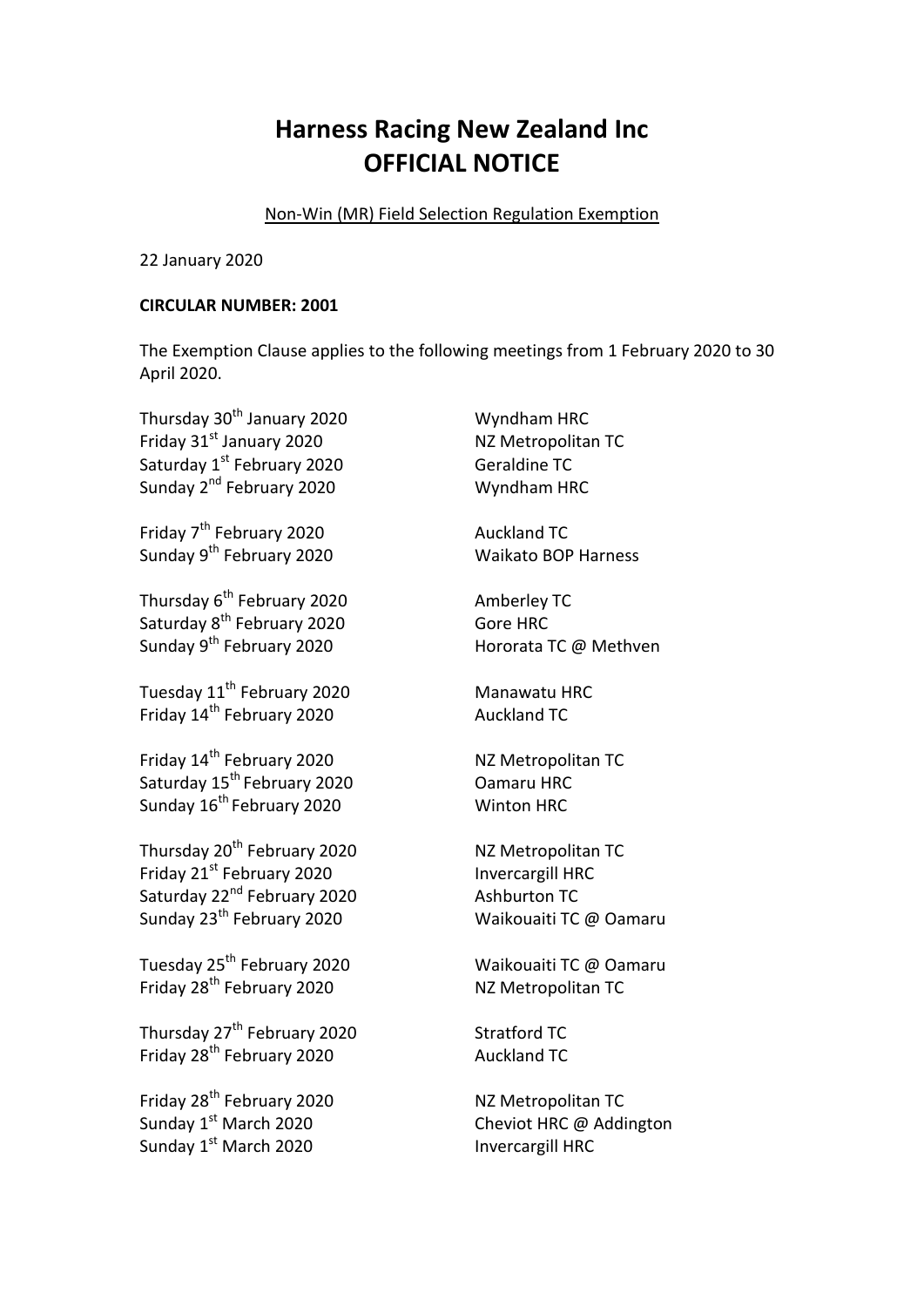# Harness Racing New Zealand Inc
# OFFICIAL NOTICE

Non-Win (MR) Field Selection Regulation Exemption

22 January 2020

**CIRCULAR NUMBER: 2001**

The Exemption Clause applies to the following meetings from 1 February 2020 to 30 April 2020.

Thursday 30th January 2020 — Wyndham HRC
Friday 31st January 2020 — NZ Metropolitan TC
Saturday 1st February 2020 — Geraldine TC
Sunday 2nd February 2020 — Wyndham HRC

Friday 7th February 2020 — Auckland TC
Sunday 9th February 2020 — Waikato BOP Harness

Thursday 6th February 2020 — Amberley TC
Saturday 8th February 2020 — Gore HRC
Sunday 9th February 2020 — Hororata TC @ Methven

Tuesday 11th February 2020 — Manawatu HRC
Friday 14th February 2020 — Auckland TC

Friday 14th February 2020 — NZ Metropolitan TC
Saturday 15th February 2020 — Oamaru HRC
Sunday 16th February 2020 — Winton HRC

Thursday 20th February 2020 — NZ Metropolitan TC
Friday 21st February 2020 — Invercargill HRC
Saturday 22nd February 2020 — Ashburton TC
Sunday 23th February 2020 — Waikouaiti TC @ Oamaru

Tuesday 25th February 2020 — Waikouaiti TC @ Oamaru
Friday 28th February 2020 — NZ Metropolitan TC

Thursday 27th February 2020 — Stratford TC
Friday 28th February 2020 — Auckland TC

Friday 28th February 2020 — NZ Metropolitan TC
Sunday 1st March 2020 — Cheviot HRC @ Addington
Sunday 1st March 2020 — Invercargill HRC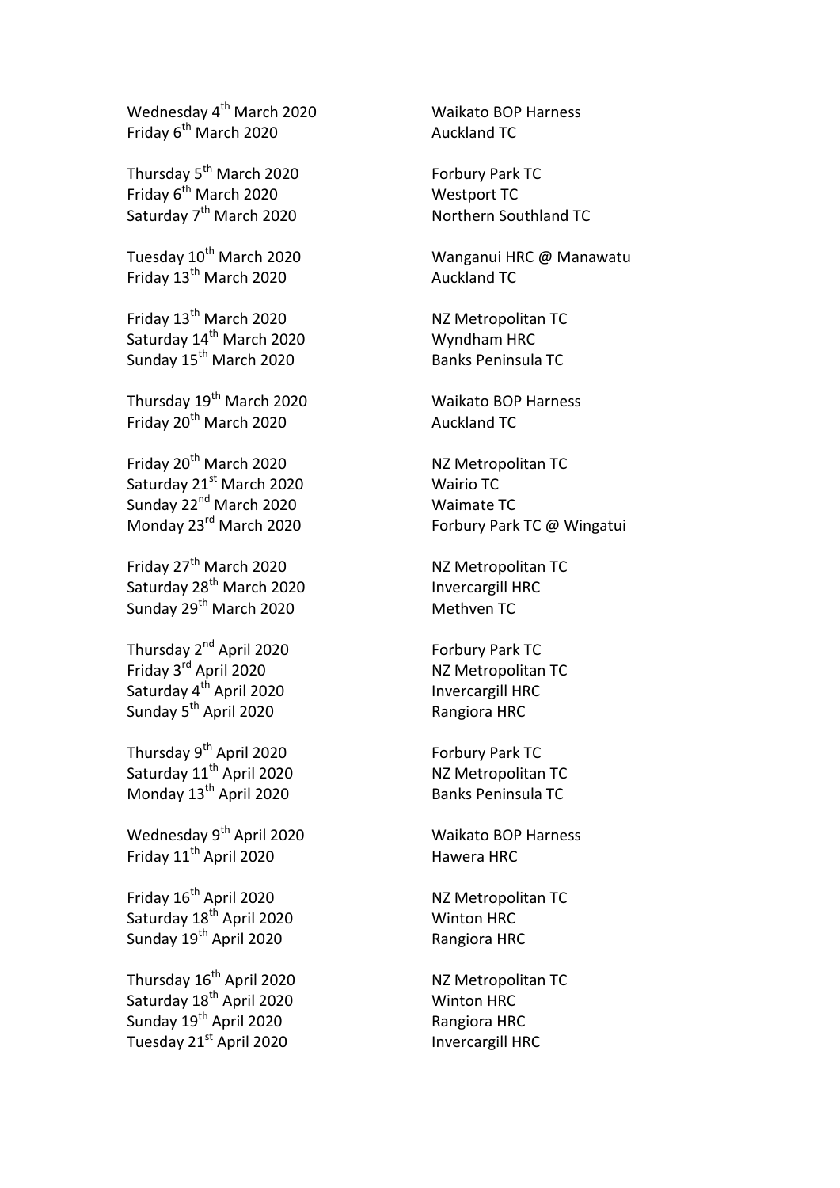Wednesday 4th March 2020 Waikato BOP Harness
Friday 6th March 2020 Auckland TC

Thursday 5th March 2020 Forbury Park TC
Friday 6th March 2020 Westport TC
Saturday 7th March 2020 Northern Southland TC

Tuesday 10th March 2020 Wanganui HRC @ Manawatu
Friday 13th March 2020 Auckland TC

Friday 13th March 2020 NZ Metropolitan TC
Saturday 14th March 2020 Wyndham HRC
Sunday 15th March 2020 Banks Peninsula TC

Thursday 19th March 2020 Waikato BOP Harness
Friday 20th March 2020 Auckland TC

Friday 20th March 2020 NZ Metropolitan TC
Saturday 21st March 2020 Wairio TC
Sunday 22nd March 2020 Waimate TC
Monday 23rd March 2020 Forbury Park TC @ Wingatui

Friday 27th March 2020 NZ Metropolitan TC
Saturday 28th March 2020 Invercargill HRC
Sunday 29th March 2020 Methven TC

Thursday 2nd April 2020 Forbury Park TC
Friday 3rd April 2020 NZ Metropolitan TC
Saturday 4th April 2020 Invercargill HRC
Sunday 5th April 2020 Rangiora HRC

Thursday 9th April 2020 Forbury Park TC
Saturday 11th April 2020 NZ Metropolitan TC
Monday 13th April 2020 Banks Peninsula TC

Wednesday 9th April 2020 Waikato BOP Harness
Friday 11th April 2020 Hawera HRC

Friday 16th April 2020 NZ Metropolitan TC
Saturday 18th April 2020 Winton HRC
Sunday 19th April 2020 Rangiora HRC

Thursday 16th April 2020 NZ Metropolitan TC
Saturday 18th April 2020 Winton HRC
Sunday 19th April 2020 Rangiora HRC
Tuesday 21st April 2020 Invercargill HRC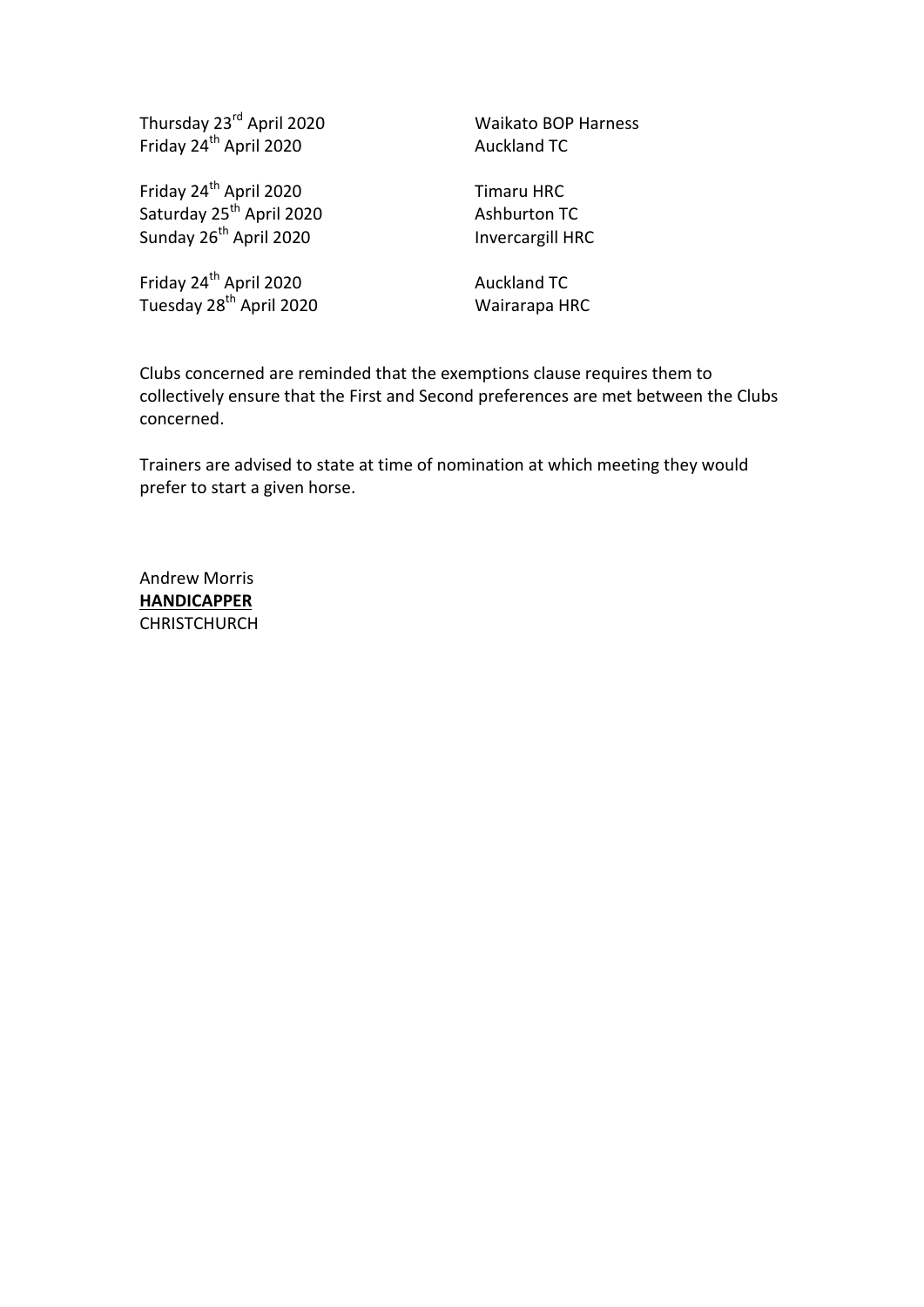| | |
|---|---|
| Thursday 23rd April 2020 | Waikato BOP Harness |
| Friday 24th April 2020 | Auckland TC |
| | |
| Friday 24th April 2020 | Timaru HRC |
| Saturday 25th April 2020 | Ashburton TC |
| Sunday 26th April 2020 | Invercargill HRC |
| | |
| Friday 24th April 2020 | Auckland TC |
| Tuesday 28th April 2020 | Wairarapa HRC |

Clubs concerned are reminded that the exemptions clause requires them to collectively ensure that the First and Second preferences are met between the Clubs concerned.

Trainers are advised to state at time of nomination at which meeting they would prefer to start a given horse.

Andrew Morris
**HANDICAPPER**
CHRISTCHURCH